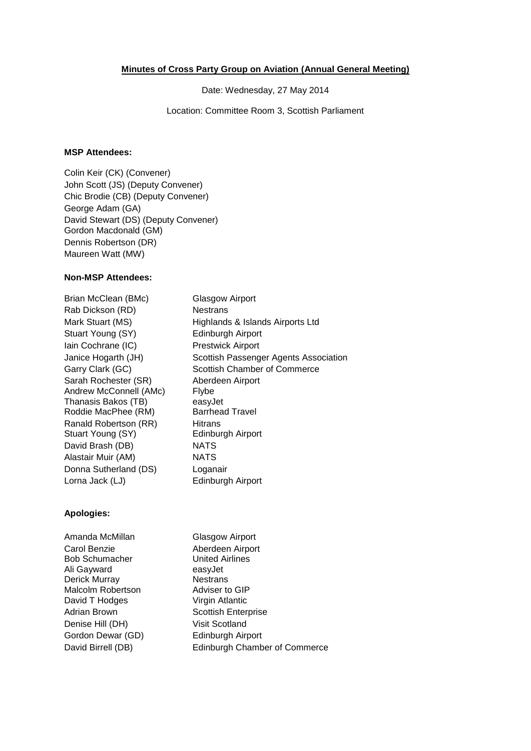**Minutes of Cross Party Group on Aviation (Annual General Meeting)**

Date: Wednesday, 27 May 2014

Location: Committee Room 3, Scottish Parliament

**MSP Attendees:**

Colin Keir (CK) (Convener)
John Scott (JS) (Deputy Convener)
Chic Brodie (CB) (Deputy Convener)
George Adam (GA)
David Stewart (DS) (Deputy Convener)
Gordon Macdonald (GM)
Dennis Robertson (DR)
Maureen Watt (MW)

**Non-MSP Attendees:**

| | |
|---|---|
| Brian McClean (BMc) | Glasgow Airport |
| Rab Dickson (RD) | Nestrans |
| Mark Stuart (MS) | Highlands & Islands Airports Ltd |
| Stuart Young (SY) | Edinburgh Airport |
| Iain Cochrane (IC) | Prestwick Airport |
| Janice Hogarth (JH) | Scottish Passenger Agents Association |
| Garry Clark (GC) | Scottish Chamber of Commerce |
| Sarah Rochester (SR) | Aberdeen Airport |
| Andrew McConnell (AMc) | Flybe |
| Thanasis Bakos (TB) | easyJet |
| Roddie MacPhee (RM) | Barrhead Travel |
| Ranald Robertson (RR) | Hitrans |
| Stuart Young (SY) | Edinburgh Airport |
| David Brash (DB) | NATS |
| Alastair Muir (AM) | NATS |
| Donna Sutherland (DS) | Loganair |
| Lorna Jack (LJ) | Edinburgh Airport |

**Apologies:**

| | |
|---|---|
| Amanda McMillan | Glasgow Airport |
| Carol Benzie | Aberdeen Airport |
| Bob Schumacher | United Airlines |
| Ali Gayward | easyJet |
| Derick Murray | Nestrans |
| Malcolm Robertson | Adviser to GIP |
| David T Hodges | Virgin Atlantic |
| Adrian Brown | Scottish Enterprise |
| Denise Hill (DH) | Visit Scotland |
| Gordon Dewar (GD) | Edinburgh Airport |
| David Birrell (DB) | Edinburgh Chamber of Commerce |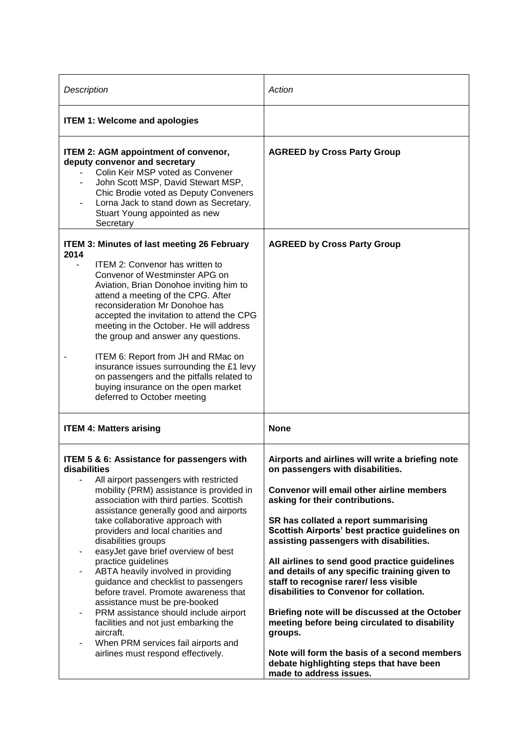| *Description* | *Action* |
|---|---|
| **ITEM 1: Welcome and apologies** | |
| **ITEM 2: AGM appointment of convenor, deputy convenor and secretary**<br>- Colin Keir MSP voted as Convener<br>- John Scott MSP, David Stewart MSP, Chic Brodie voted as Deputy Conveners<br>- Lorna Jack to stand down as Secretary. Stuart Young appointed as new Secretary | **AGREED by Cross Party Group** |
| **ITEM 3: Minutes of last meeting 26 February 2014**<br>- ITEM 2: Convenor has written to Convenor of Westminster APG on Aviation, Brian Donohoe inviting him to attend a meeting of the CPG. After reconsideration Mr Donohoe has accepted the invitation to attend the CPG meeting in the October. He will address the group and answer any questions.<br>- ITEM 6: Report from JH and RMac on insurance issues surrounding the £1 levy on passengers and the pitfalls related to buying insurance on the open market deferred to October meeting | **AGREED by Cross Party Group** |
| **ITEM 4: Matters arising** | **None** |
| **ITEM 5 & 6: Assistance for passengers with disabilities**<br>- All airport passengers with restricted mobility (PRM) assistance is provided in association with third parties. Scottish assistance generally good and airports take collaborative approach with providers and local charities and disabilities groups<br>- easyJet gave brief overview of best practice guidelines<br>- ABTA heavily involved in providing guidance and checklist to passengers before travel. Promote awareness that assistance must be pre-booked<br>- PRM assistance should include airport facilities and not just embarking the aircraft.<br>- When PRM services fail airports and airlines must respond effectively. | **Airports and airlines will write a briefing note on passengers with disabilities.**<br><br>**Convenor will email other airline members asking for their contributions.**<br><br>**SR has collated a report summarising Scottish Airports' best practice guidelines on assisting passengers with disabilities.**<br><br>**All airlines to send good practice guidelines and details of any specific training given to staff to recognise rarer/ less visible disabilities to Convenor for collation.**<br><br>**Briefing note will be discussed at the October meeting before being circulated to disability groups.**<br><br>**Note will form the basis of a second members debate highlighting steps that have been made to address issues.** |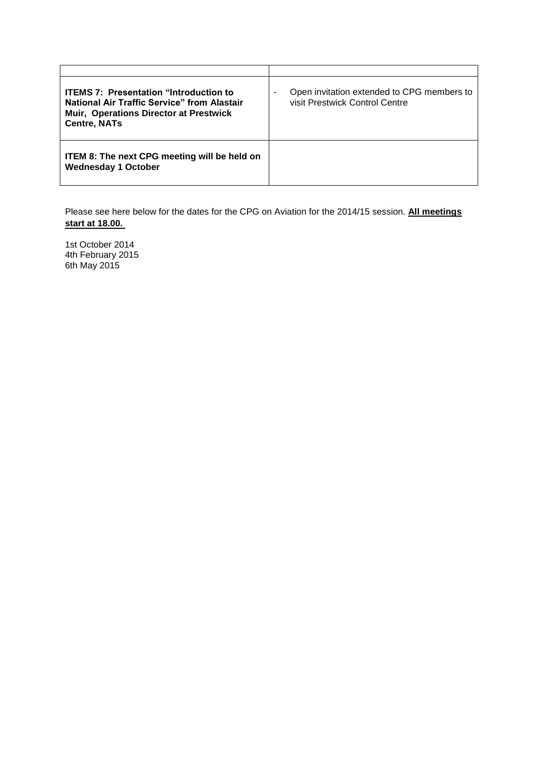| | |
|---|---|
| **ITEMS 7: Presentation "Introduction to National Air Traffic Service" from Alastair Muir, Operations Director at Prestwick Centre, NATs** | - Open invitation extended to CPG members to visit Prestwick Control Centre |
| **ITEM 8: The next CPG meeting will be held on Wednesday 1 October** | |

Please see here below for the dates for the CPG on Aviation for the 2014/15 session. **All meetings start at 18.00.**

1st October 2014
4th February 2015
6th May 2015